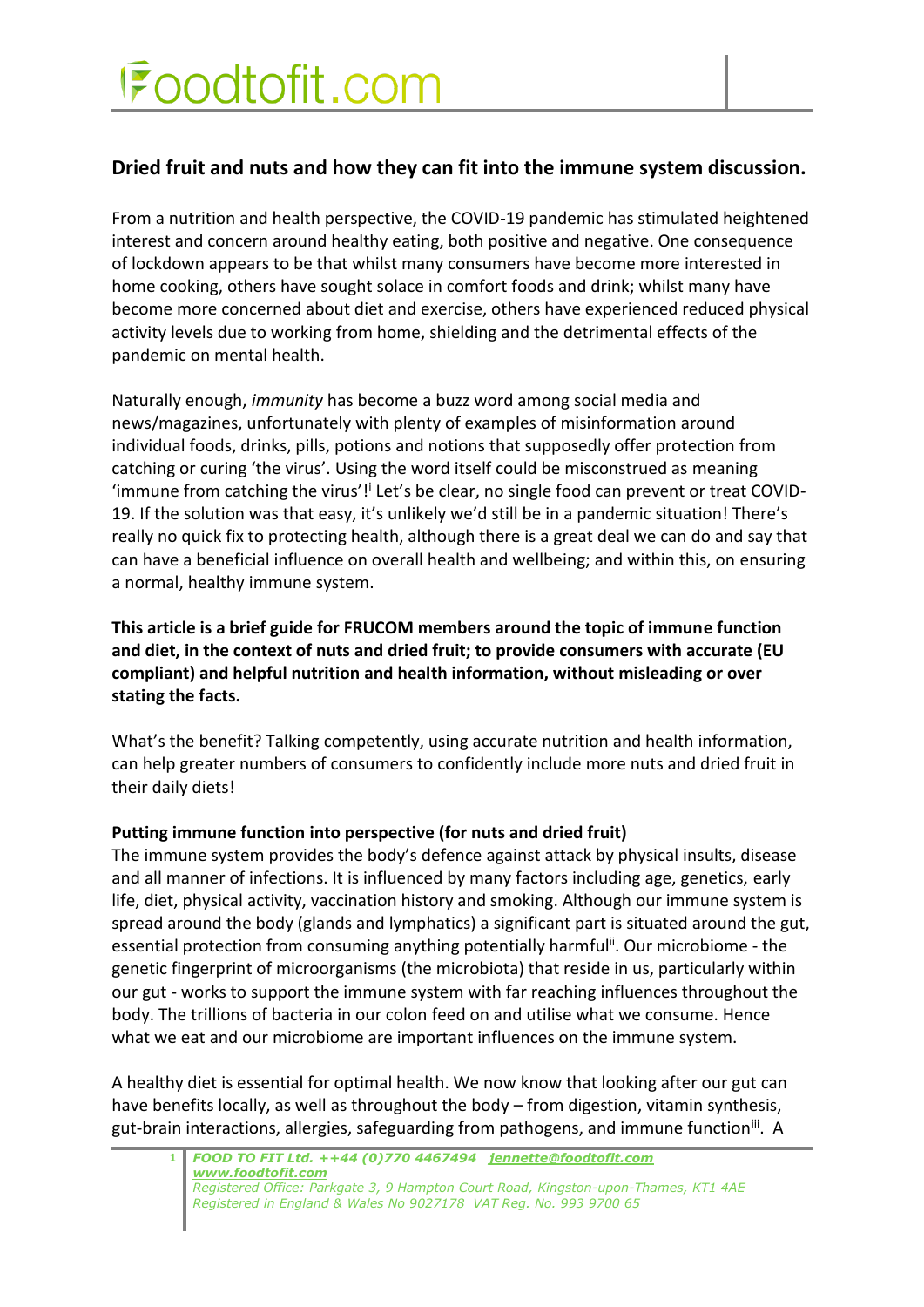## Dried fruit and nuts and how they can fit into the immune system discussion.

From a nutrition and health perspective, the COVID-19 pandemic has stimulated heightened interest and concern around healthy eating, both positive and negative. One consequence of lockdown appears to be that whilst many consumers have become more interested in home cooking, others have sought solace in comfort foods and drink; whilst many have become more concerned about diet and exercise, others have experienced reduced physical activity levels due to working from home, shielding and the detrimental effects of the pandemic on mental health.

Naturally enough, *immunity* has become a buzz word among social media and news/magazines, unfortunately with plenty of examples of misinformation around individual foods, drinks, pills, potions and notions that supposedly offer protection from catching or curing 'the virus'. Using the word itself could be misconstrued as meaning 'immune from catching the virus'![i] Let's be clear, no single food can prevent or treat COVID-19. If the solution was that easy, it's unlikely we'd still be in a pandemic situation! There's really no quick fix to protecting health, although there is a great deal we can do and say that can have a beneficial influence on overall health and wellbeing; and within this, on ensuring a normal, healthy immune system.

**This article is a brief guide for FRUCOM members around the topic of immune function and diet, in the context of nuts and dried fruit; to provide consumers with accurate (EU compliant) and helpful nutrition and health information, without misleading or over stating the facts.**

What's the benefit? Talking competently, using accurate nutrition and health information, can help greater numbers of consumers to confidently include more nuts and dried fruit in their daily diets!

**Putting immune function into perspective (for nuts and dried fruit)**

The immune system provides the body's defence against attack by physical insults, disease and all manner of infections. It is influenced by many factors including age, genetics, early life, diet, physical activity, vaccination history and smoking. Although our immune system is spread around the body (glands and lymphatics) a significant part is situated around the gut, essential protection from consuming anything potentially harmful[ii]. Our microbiome - the genetic fingerprint of microorganisms (the microbiota) that reside in us, particularly within our gut - works to support the immune system with far reaching influences throughout the body. The trillions of bacteria in our colon feed on and utilise what we consume. Hence what we eat and our microbiome are important influences on the immune system.

A healthy diet is essential for optimal health. We now know that looking after our gut can have benefits locally, as well as throughout the body – from digestion, vitamin synthesis, gut-brain interactions, allergies, safeguarding from pathogens, and immune function[iii]. A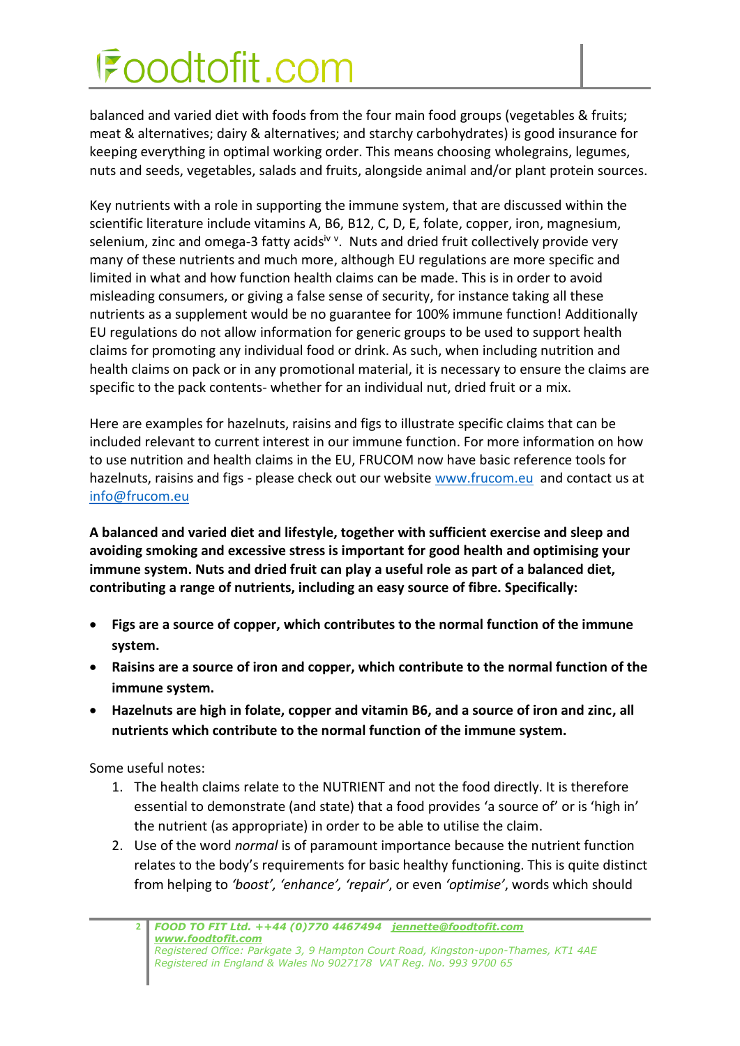balanced and varied diet with foods from the four main food groups (vegetables & fruits; meat & alternatives; dairy & alternatives; and starchy carbohydrates) is good insurance for keeping everything in optimal working order. This means choosing wholegrains, legumes, nuts and seeds, vegetables, salads and fruits, alongside animal and/or plant protein sources.

Key nutrients with a role in supporting the immune system, that are discussed within the scientific literature include vitamins A, B6, B12, C, D, E, folate, copper, iron, magnesium, selenium, zinc and omega-3 fatty acids[iv v]. Nuts and dried fruit collectively provide very many of these nutrients and much more, although EU regulations are more specific and limited in what and how function health claims can be made. This is in order to avoid misleading consumers, or giving a false sense of security, for instance taking all these nutrients as a supplement would be no guarantee for 100% immune function! Additionally EU regulations do not allow information for generic groups to be used to support health claims for promoting any individual food or drink. As such, when including nutrition and health claims on pack or in any promotional material, it is necessary to ensure the claims are specific to the pack contents- whether for an individual nut, dried fruit or a mix.

Here are examples for hazelnuts, raisins and figs to illustrate specific claims that can be included relevant to current interest in our immune function. For more information on how to use nutrition and health claims in the EU, FRUCOM now have basic reference tools for hazelnuts, raisins and figs - please check out our website www.frucom.eu and contact us at info@frucom.eu

**A balanced and varied diet and lifestyle, together with sufficient exercise and sleep and avoiding smoking and excessive stress is important for good health and optimising your immune system. Nuts and dried fruit can play a useful role as part of a balanced diet, contributing a range of nutrients, including an easy source of fibre. Specifically:**

- **Figs are a source of copper, which contributes to the normal function of the immune system.**
- **Raisins are a source of iron and copper, which contribute to the normal function of the immune system.**
- **Hazelnuts are high in folate, copper and vitamin B6, and a source of iron and zinc, all nutrients which contribute to the normal function of the immune system.**

Some useful notes:

1. The health claims relate to the NUTRIENT and not the food directly. It is therefore essential to demonstrate (and state) that a food provides 'a source of' or is 'high in' the nutrient (as appropriate) in order to be able to utilise the claim.
2. Use of the word *normal* is of paramount importance because the nutrient function relates to the body's requirements for basic healthy functioning. This is quite distinct from helping to *'boost', 'enhance', 'repair'*, or even *'optimise'*, words which should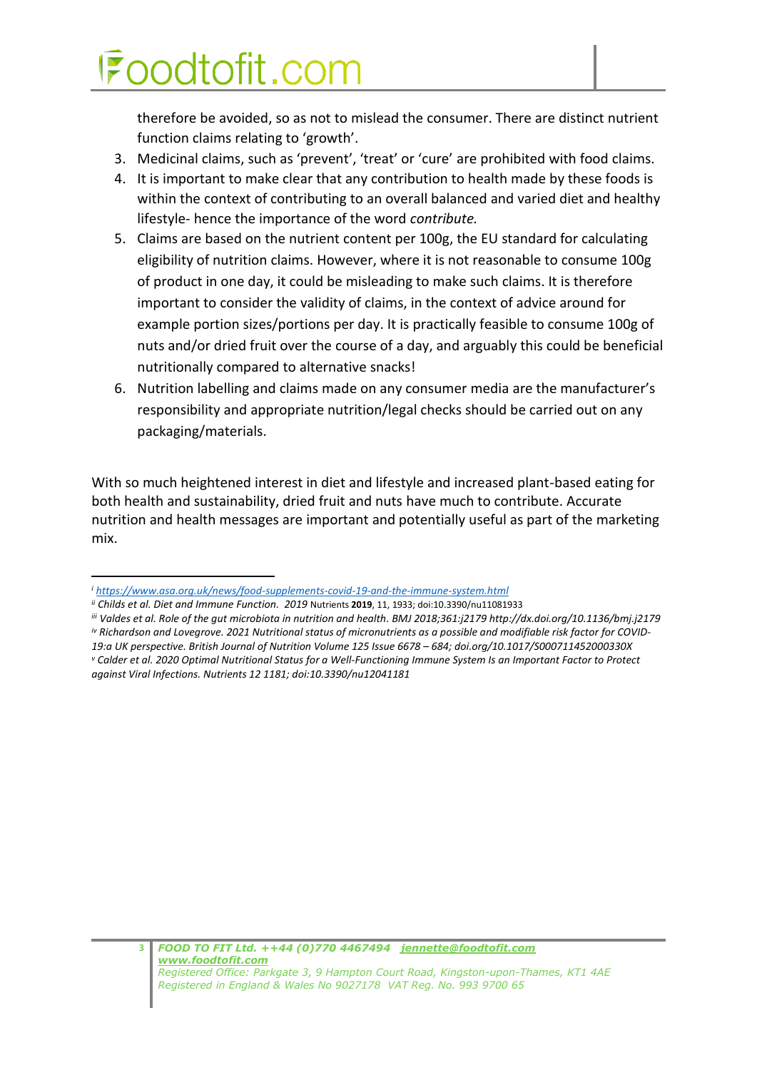therefore be avoided, so as not to mislead the consumer. There are distinct nutrient function claims relating to 'growth'.

3. Medicinal claims, such as 'prevent', 'treat' or 'cure' are prohibited with food claims.
4. It is important to make clear that any contribution to health made by these foods is within the context of contributing to an overall balanced and varied diet and healthy lifestyle- hence the importance of the word *contribute.*
5. Claims are based on the nutrient content per 100g, the EU standard for calculating eligibility of nutrition claims. However, where it is not reasonable to consume 100g of product in one day, it could be misleading to make such claims. It is therefore important to consider the validity of claims, in the context of advice around for example portion sizes/portions per day. It is practically feasible to consume 100g of nuts and/or dried fruit over the course of a day, and arguably this could be beneficial nutritionally compared to alternative snacks!
6. Nutrition labelling and claims made on any consumer media are the manufacturer's responsibility and appropriate nutrition/legal checks should be carried out on any packaging/materials.

With so much heightened interest in diet and lifestyle and increased plant-based eating for both health and sustainability, dried fruit and nuts have much to contribute. Accurate nutrition and health messages are important and potentially useful as part of the marketing mix.

---

[i] *https://www.asa.org.uk/news/food-supplements-covid-19-and-the-immune-system.html*

[ii] *Childs et al. Diet and Immune Function. 2019* Nutrients **2019**, 11, 1933; doi:10.3390/nu11081933

[iii] *Valdes et al. Role of the gut microbiota in nutrition and health. BMJ 2018;361:j2179 http://dx.doi.org/10.1136/bmj.j2179*

[iv] *Richardson and Lovegrove. 2021 Nutritional status of micronutrients as a possible and modifiable risk factor for COVID-19:a UK perspective. British Journal of Nutrition Volume 125 Issue 6678 – 684; doi.org/10.1017/S000711452000330X*

[v] *Calder et al. 2020 Optimal Nutritional Status for a Well-Functioning Immune System Is an Important Factor to Protect against Viral Infections. Nutrients 12 1181; doi:10.3390/nu12041181*